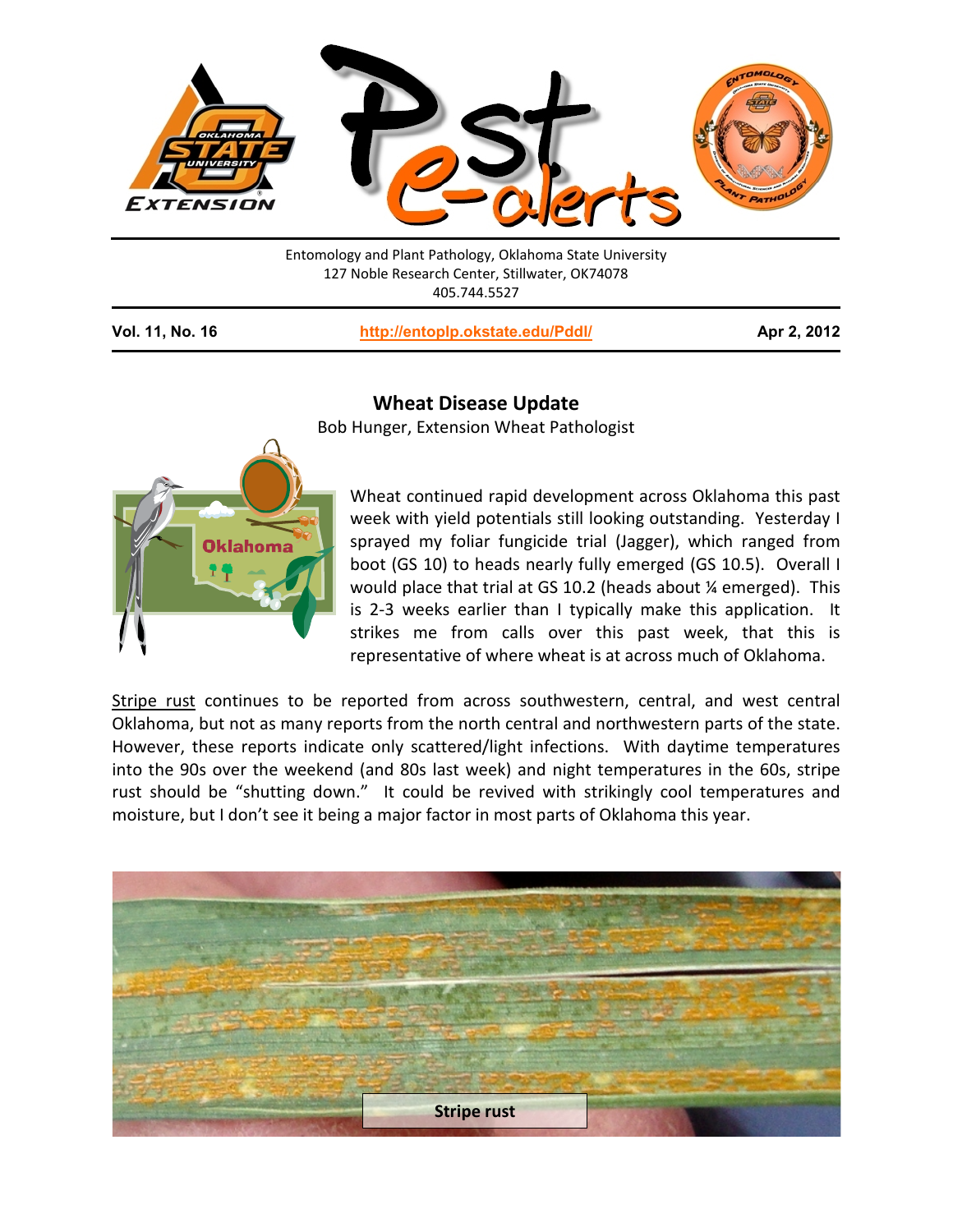Entomology and Plant Pathology, Oklahoma State University
127 Noble Research Center, Stillwater, OK74078
405.744.5527

**Vol. 11, No. 16** | **http://entoplp.okstate.edu/Pddl/** | **Apr 2, 2012**

## Wheat Disease Update

Bob Hunger, Extension Wheat Pathologist

Wheat continued rapid development across Oklahoma this past week with yield potentials still looking outstanding. Yesterday I sprayed my foliar fungicide trial (Jagger), which ranged from boot (GS 10) to heads nearly fully emerged (GS 10.5). Overall I would place that trial at GS 10.2 (heads about ¼ emerged). This is 2-3 weeks earlier than I typically make this application. It strikes me from calls over this past week, that this is representative of where wheat is at across much of Oklahoma.

Stripe rust continues to be reported from across southwestern, central, and west central Oklahoma, but not as many reports from the north central and northwestern parts of the state. However, these reports indicate only scattered/light infections. With daytime temperatures into the 90s over the weekend (and 80s last week) and night temperatures in the 60s, stripe rust should be "shutting down." It could be revived with strikingly cool temperatures and moisture, but I don't see it being a major factor in most parts of Oklahoma this year.

Stripe rust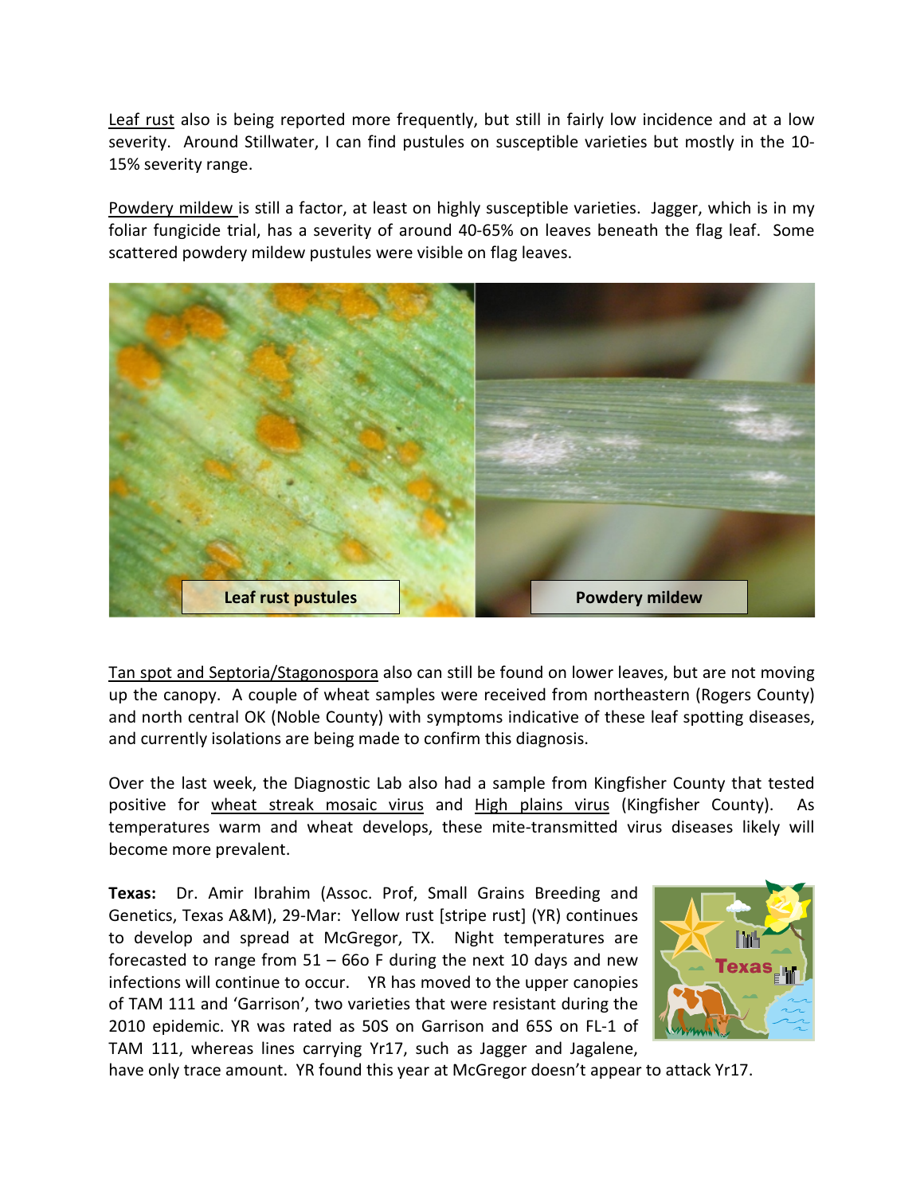Leaf rust also is being reported more frequently, but still in fairly low incidence and at a low severity. Around Stillwater, I can find pustules on susceptible varieties but mostly in the 10-15% severity range.

Powdery mildew is still a factor, at least on highly susceptible varieties. Jagger, which is in my foliar fungicide trial, has a severity of around 40-65% on leaves beneath the flag leaf. Some scattered powdery mildew pustules were visible on flag leaves.

Leaf rust pustules

Powdery mildew

Tan spot and Septoria/Stagonospora also can still be found on lower leaves, but are not moving up the canopy. A couple of wheat samples were received from northeastern (Rogers County) and north central OK (Noble County) with symptoms indicative of these leaf spotting diseases, and currently isolations are being made to confirm this diagnosis.

Over the last week, the Diagnostic Lab also had a sample from Kingfisher County that tested positive for wheat streak mosaic virus and High plains virus (Kingfisher County). As temperatures warm and wheat develops, these mite-transmitted virus diseases likely will become more prevalent.

**Texas:** Dr. Amir Ibrahim (Assoc. Prof, Small Grains Breeding and Genetics, Texas A&M), 29-Mar: Yellow rust [stripe rust] (YR) continues to develop and spread at McGregor, TX. Night temperatures are forecasted to range from 51 – 66o F during the next 10 days and new infections will continue to occur. YR has moved to the upper canopies of TAM 111 and 'Garrison', two varieties that were resistant during the 2010 epidemic. YR was rated as 50S on Garrison and 65S on FL-1 of TAM 111, whereas lines carrying Yr17, such as Jagger and Jagalene, have only trace amount. YR found this year at McGregor doesn't appear to attack Yr17.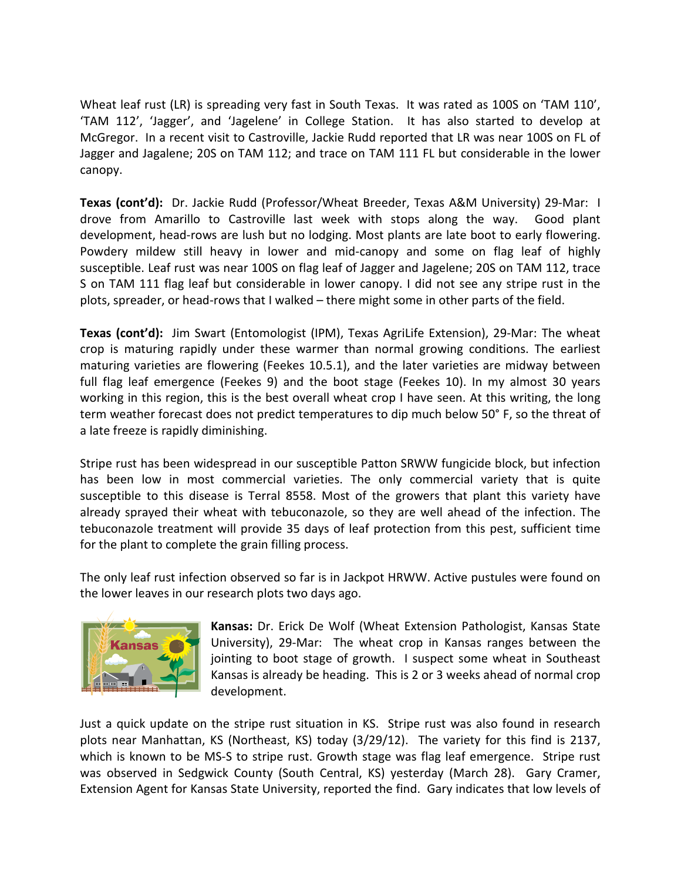Wheat leaf rust (LR) is spreading very fast in South Texas. It was rated as 100S on 'TAM 110', 'TAM 112', 'Jagger', and 'Jagelene' in College Station. It has also started to develop at McGregor. In a recent visit to Castroville, Jackie Rudd reported that LR was near 100S on FL of Jagger and Jagalene; 20S on TAM 112; and trace on TAM 111 FL but considerable in the lower canopy.

**Texas (cont'd):** Dr. Jackie Rudd (Professor/Wheat Breeder, Texas A&M University) 29-Mar: I drove from Amarillo to Castroville last week with stops along the way. Good plant development, head-rows are lush but no lodging. Most plants are late boot to early flowering. Powdery mildew still heavy in lower and mid-canopy and some on flag leaf of highly susceptible. Leaf rust was near 100S on flag leaf of Jagger and Jagelene; 20S on TAM 112, trace S on TAM 111 flag leaf but considerable in lower canopy. I did not see any stripe rust in the plots, spreader, or head-rows that I walked – there might some in other parts of the field.

**Texas (cont'd):** Jim Swart (Entomologist (IPM), Texas AgriLife Extension), 29-Mar: The wheat crop is maturing rapidly under these warmer than normal growing conditions. The earliest maturing varieties are flowering (Feekes 10.5.1), and the later varieties are midway between full flag leaf emergence (Feekes 9) and the boot stage (Feekes 10). In my almost 30 years working in this region, this is the best overall wheat crop I have seen. At this writing, the long term weather forecast does not predict temperatures to dip much below 50° F, so the threat of a late freeze is rapidly diminishing.

Stripe rust has been widespread in our susceptible Patton SRWW fungicide block, but infection has been low in most commercial varieties. The only commercial variety that is quite susceptible to this disease is Terral 8558. Most of the growers that plant this variety have already sprayed their wheat with tebuconazole, so they are well ahead of the infection. The tebuconazole treatment will provide 35 days of leaf protection from this pest, sufficient time for the plant to complete the grain filling process.

The only leaf rust infection observed so far is in Jackpot HRWW. Active pustules were found on the lower leaves in our research plots two days ago.

**Kansas:** Dr. Erick De Wolf (Wheat Extension Pathologist, Kansas State University), 29-Mar: The wheat crop in Kansas ranges between the jointing to boot stage of growth. I suspect some wheat in Southeast Kansas is already be heading. This is 2 or 3 weeks ahead of normal crop development.

Just a quick update on the stripe rust situation in KS. Stripe rust was also found in research plots near Manhattan, KS (Northeast, KS) today (3/29/12). The variety for this find is 2137, which is known to be MS-S to stripe rust. Growth stage was flag leaf emergence. Stripe rust was observed in Sedgwick County (South Central, KS) yesterday (March 28). Gary Cramer, Extension Agent for Kansas State University, reported the find. Gary indicates that low levels of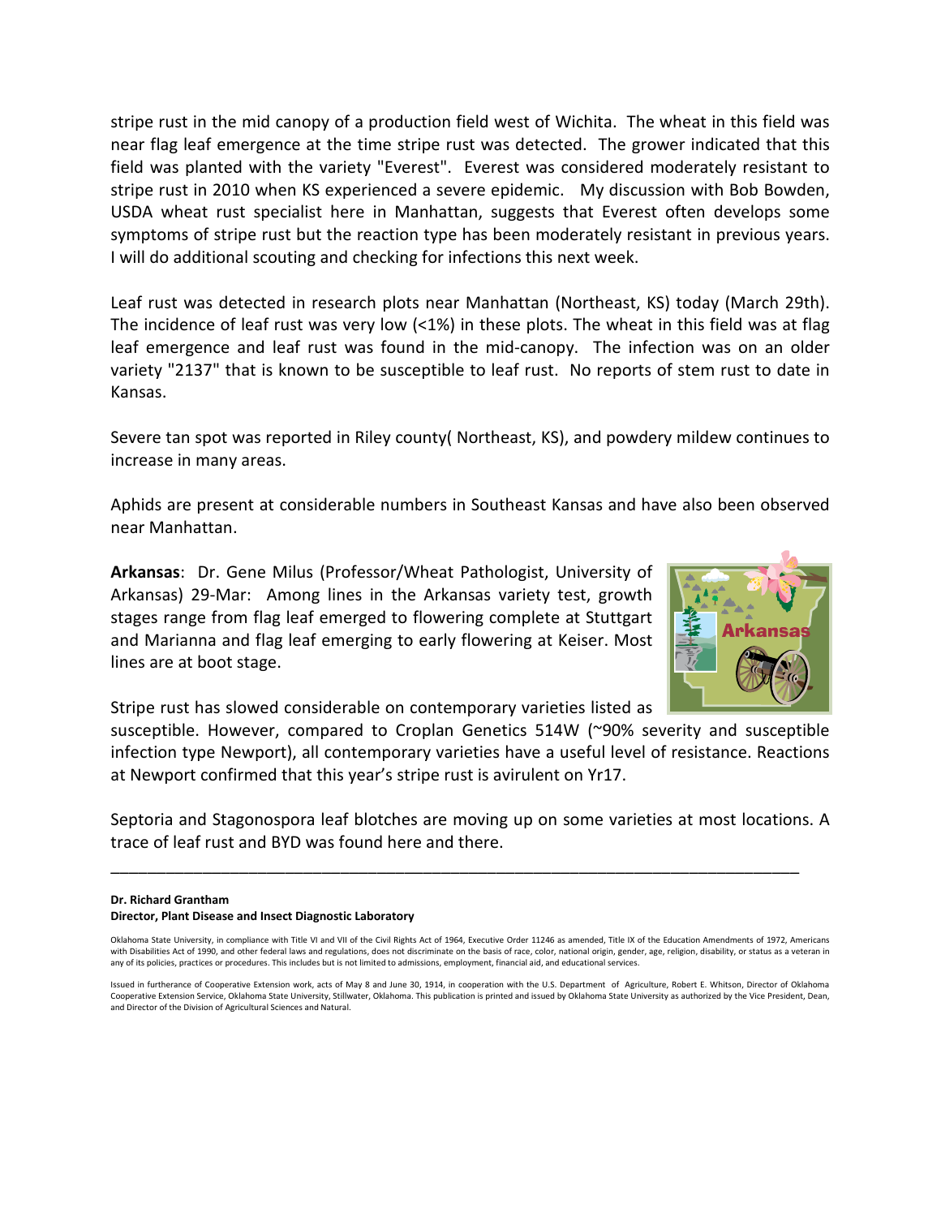stripe rust in the mid canopy of a production field west of Wichita. The wheat in this field was near flag leaf emergence at the time stripe rust was detected. The grower indicated that this field was planted with the variety "Everest". Everest was considered moderately resistant to stripe rust in 2010 when KS experienced a severe epidemic. My discussion with Bob Bowden, USDA wheat rust specialist here in Manhattan, suggests that Everest often develops some symptoms of stripe rust but the reaction type has been moderately resistant in previous years. I will do additional scouting and checking for infections this next week.

Leaf rust was detected in research plots near Manhattan (Northeast, KS) today (March 29th). The incidence of leaf rust was very low (<1%) in these plots. The wheat in this field was at flag leaf emergence and leaf rust was found in the mid-canopy. The infection was on an older variety "2137" that is known to be susceptible to leaf rust. No reports of stem rust to date in Kansas.

Severe tan spot was reported in Riley county( Northeast, KS), and powdery mildew continues to increase in many areas.

Aphids are present at considerable numbers in Southeast Kansas and have also been observed near Manhattan.

**Arkansas**: Dr. Gene Milus (Professor/Wheat Pathologist, University of Arkansas) 29-Mar: Among lines in the Arkansas variety test, growth stages range from flag leaf emerged to flowering complete at Stuttgart and Marianna and flag leaf emerging to early flowering at Keiser. Most lines are at boot stage.

Stripe rust has slowed considerable on contemporary varieties listed as susceptible. However, compared to Croplan Genetics 514W (~90% severity and susceptible infection type Newport), all contemporary varieties have a useful level of resistance. Reactions at Newport confirmed that this year's stripe rust is avirulent on Yr17.

Septoria and Stagonospora leaf blotches are moving up on some varieties at most locations. A trace of leaf rust and BYD was found here and there.

---

**Dr. Richard Grantham**
**Director, Plant Disease and Insect Diagnostic Laboratory**

Oklahoma State University, in compliance with Title VI and VII of the Civil Rights Act of 1964, Executive Order 11246 as amended, Title IX of the Education Amendments of 1972, Americans with Disabilities Act of 1990, and other federal laws and regulations, does not discriminate on the basis of race, color, national origin, gender, age, religion, disability, or status as a veteran in any of its policies, practices or procedures. This includes but is not limited to admissions, employment, financial aid, and educational services.

Issued in furtherance of Cooperative Extension work, acts of May 8 and June 30, 1914, in cooperation with the U.S. Department of Agriculture, Robert E. Whitson, Director of Oklahoma Cooperative Extension Service, Oklahoma State University, Stillwater, Oklahoma. This publication is printed and issued by Oklahoma State University as authorized by the Vice President, Dean, and Director of the Division of Agricultural Sciences and Natural.